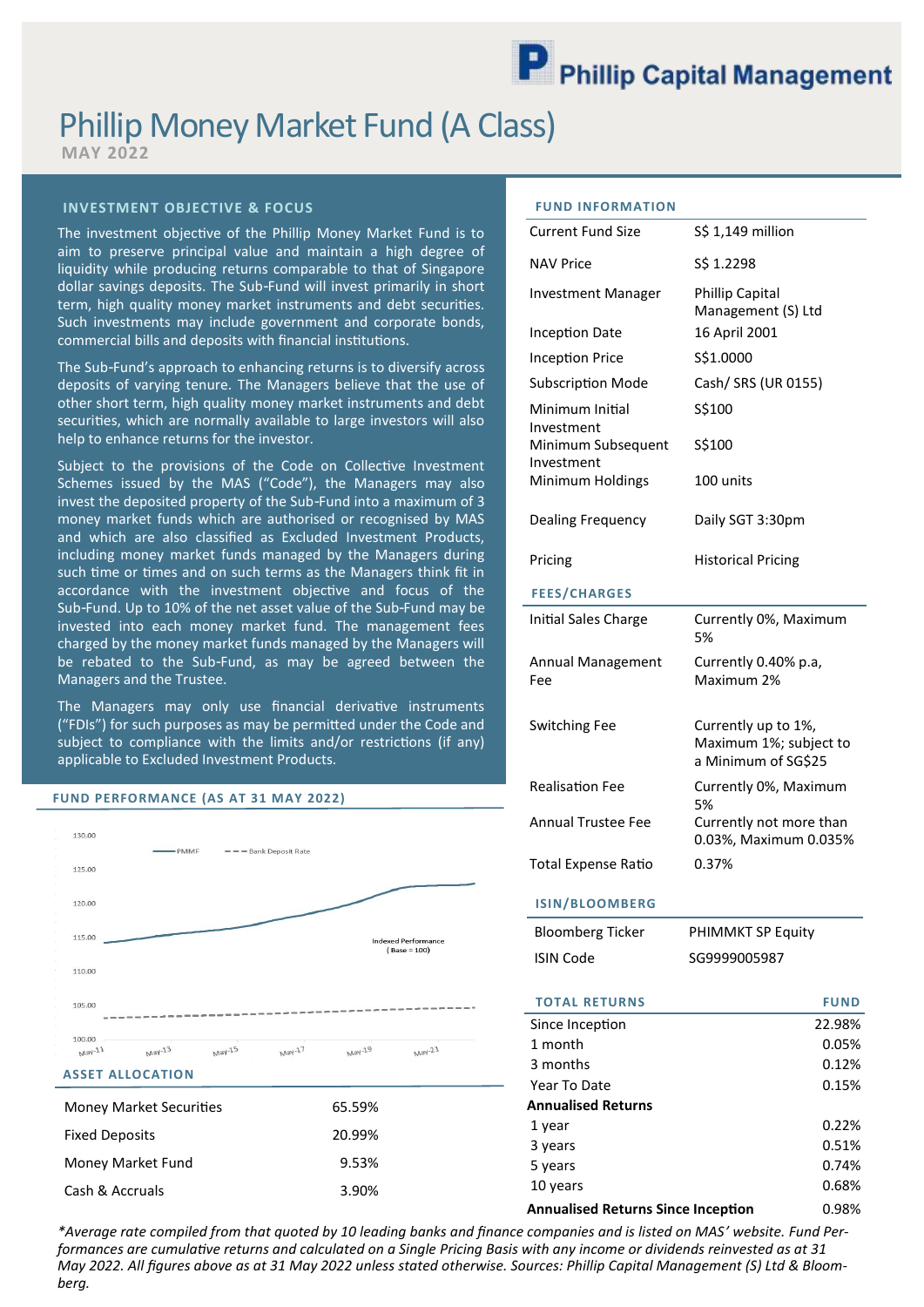# Phillip Money Market Fund (A Class)

**MAY 2022**

## INVESTMENT OBJECTIVE & FOCUS

The investment objective of the Phillip Money Market Fund is to aim to preserve principal value and maintain a high degree of liquidity while producing returns comparable to that of Singapore dollar savings deposits. The Sub-Fund will invest primarily in short term, high quality money market instruments and debt securities. Such investments may include government and corporate bonds, commercial bills and deposits with financial institutions.

The Sub-Fund's approach to enhancing returns is to diversify across deposits of varying tenure. The Managers believe that the use of other short term, high quality money market instruments and debt securities, which are normally available to large investors will also help to enhance returns for the investor.

Subject to the provisions of the Code on Collective Investment Schemes issued by the MAS ("Code"), the Managers may also invest the deposited property of the Sub-Fund into a maximum of 3 money market funds which are authorised or recognised by MAS and which are also classified as Excluded Investment Products, including money market funds managed by the Managers during such time or times and on such terms as the Managers think fit in accordance with the investment objective and focus of the Sub-Fund. Up to 10% of the net asset value of the Sub-Fund may be invested into each money market fund. The management fees charged by the money market funds managed by the Managers will be rebated to the Sub-Fund, as may be agreed between the Managers and the Trustee.

The Managers may only use financial derivative instruments ("FDIs") for such purposes as may be permitted under the Code and subject to compliance with the limits and/or restrictions (if any) applicable to Excluded Investment Products.

## FUND PERFORMANCE (AS AT 31 MAY 2022)

## ASSET ALLOCATION

| | |
|---|---|
| Money Market Securities | 65.59% |
| Fixed Deposits | 20.99% |
| Money Market Fund | 9.53% |
| Cash & Accruals | 3.90% |

## FUND INFORMATION

| | |
|---|---|
| Current Fund Size | S$ 1,149 million |
| NAV Price | S$ 1.2298 |
| Investment Manager | Phillip Capital Management (S) Ltd |
| Inception Date | 16 April 2001 |
| Inception Price | S$1.0000 |
| Subscription Mode | Cash/ SRS (UR 0155) |
| Minimum Initial Investment | S$100 |
| Minimum Subsequent Investment | S$100 |
| Minimum Holdings | 100 units |
| Dealing Frequency | Daily SGT 3:30pm |
| Pricing | Historical Pricing |

## FEES/CHARGES

| | |
|---|---|
| Initial Sales Charge | Currently 0%, Maximum 5% |
| Annual Management Fee | Currently 0.40% p.a, Maximum 2% |
| Switching Fee | Currently up to 1%, Maximum 1%; subject to a Minimum of SG$25 |
| Realisation Fee | Currently 0%, Maximum 5% |
| Annual Trustee Fee | Currently not more than 0.03%, Maximum 0.035% |
| Total Expense Ratio | 0.37% |

## ISIN/BLOOMBERG

| | |
|---|---|
| Bloomberg Ticker | PHIMMKT SP Equity |
| ISIN Code | SG9999005987 |

## TOTAL RETURNS

| TOTAL RETURNS | FUND |
|---|---|
| Since Inception | 22.98% |
| 1 month | 0.05% |
| 3 months | 0.12% |
| Year To Date | 0.15% |
| **Annualised Returns** | |
| 1 year | 0.22% |
| 3 years | 0.51% |
| 5 years | 0.74% |
| 10 years | 0.68% |
| **Annualised Returns Since Inception** | 0.98% |

*\*Average rate compiled from that quoted by 10 leading banks and finance companies and is listed on MAS' website. Fund Performances are cumulative returns and calculated on a Single Pricing Basis with any income or dividends reinvested as at 31 May 2022. All figures above as at 31 May 2022 unless stated otherwise. Sources: Phillip Capital Management (S) Ltd & Bloomberg.*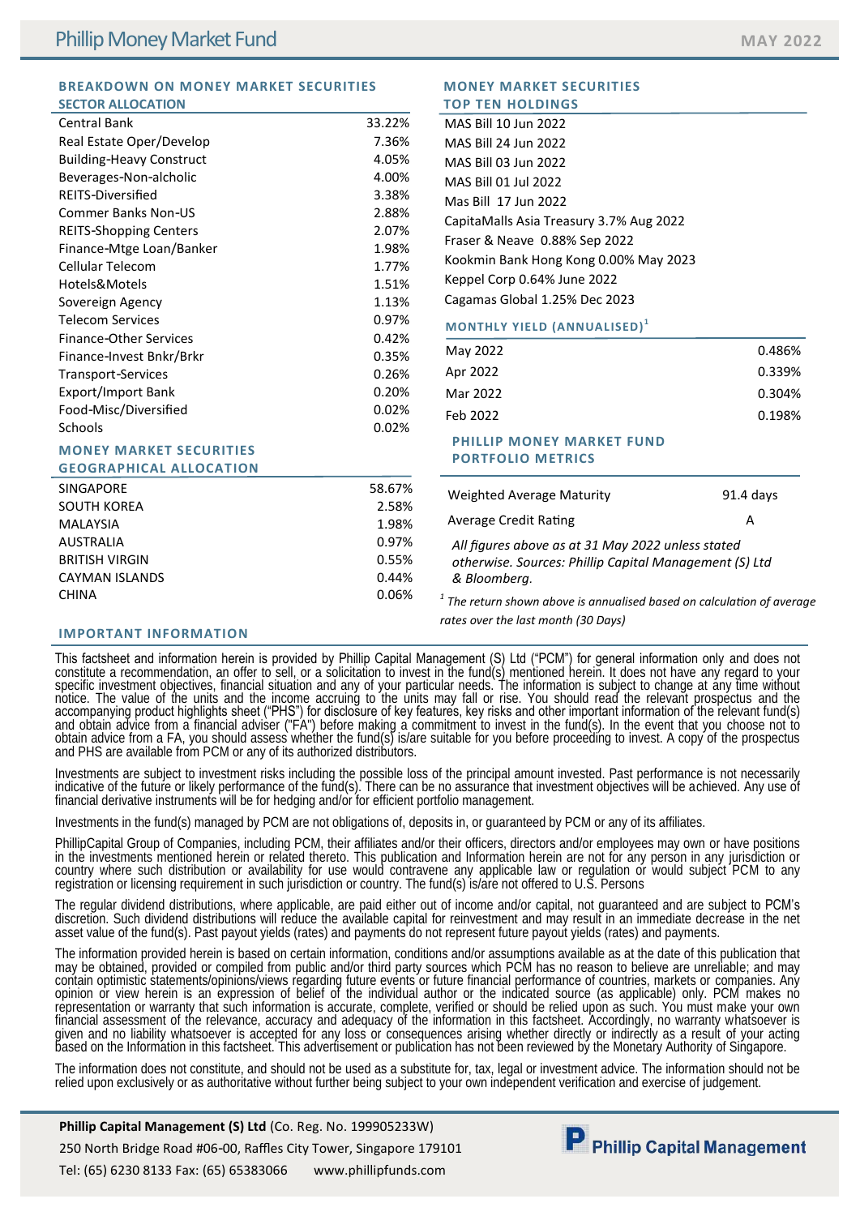## BREAKDOWN ON MONEY MARKET SECURITIES

### SECTOR ALLOCATION

| | |
|---|---|
| Central Bank | 33.22% |
| Real Estate Oper/Develop | 7.36% |
| Building-Heavy Construct | 4.05% |
| Beverages-Non-alcholic | 4.00% |
| REITS-Diversified | 3.38% |
| Commer Banks Non-US | 2.88% |
| REITS-Shopping Centers | 2.07% |
| Finance-Mtge Loan/Banker | 1.98% |
| Cellular Telecom | 1.77% |
| Hotels&Motels | 1.51% |
| Sovereign Agency | 1.13% |
| Telecom Services | 0.97% |
| Finance-Other Services | 0.42% |
| Finance-Invest Bnkr/Brkr | 0.35% |
| Transport-Services | 0.26% |
| Export/Import Bank | 0.20% |
| Food-Misc/Diversified | 0.02% |
| Schools | 0.02% |

### MONEY MARKET SECURITIES GEOGRAPHICAL ALLOCATION

| | |
|---|---|
| SINGAPORE | 58.67% |
| SOUTH KOREA | 2.58% |
| MALAYSIA | 1.98% |
| AUSTRALIA | 0.97% |
| BRITISH VIRGIN | 0.55% |
| CAYMAN ISLANDS | 0.44% |
| CHINA | 0.06% |

### MONEY MARKET SECURITIES TOP TEN HOLDINGS

- MAS Bill 10 Jun 2022
- MAS Bill 24 Jun 2022
- MAS Bill 03 Jun 2022
- MAS Bill 01 Jul 2022
- Mas Bill 17 Jun 2022
- CapitaMalls Asia Treasury 3.7% Aug 2022
- Fraser & Neave 0.88% Sep 2022
- Kookmin Bank Hong Kong 0.00% May 2023
- Keppel Corp 0.64% June 2022
- Cagamas Global 1.25% Dec 2023

### MONTHLY YIELD (ANNUALISED)[1]

| | |
|---|---|
| May 2022 | 0.486% |
| Apr 2022 | 0.339% |
| Mar 2022 | 0.304% |
| Feb 2022 | 0.198% |

### PHILLIP MONEY MARKET FUND PORTFOLIO METRICS

| | |
|---|---|
| Weighted Average Maturity | 91.4 days |
| Average Credit Rating | A |

*All figures above as at 31 May 2022 unless stated otherwise. Sources: Phillip Capital Management (S) Ltd & Bloomberg.*

[1] *The return shown above is annualised based on calculation of average rates over the last month (30 Days)*

## IMPORTANT INFORMATION

This factsheet and information herein is provided by Phillip Capital Management (S) Ltd ("PCM") for general information only and does not constitute a recommendation, an offer to sell, or a solicitation to invest in the fund(s) mentioned herein. It does not have any regard to your specific investment objectives, financial situation and any of your particular needs. The information is subject to change at any time without notice. The value of the units and the income accruing to the units may fall or rise. You should read the relevant prospectus and the accompanying product highlights sheet ("PHS") for disclosure of key features, key risks and other important information of the relevant fund(s) and obtain advice from a financial adviser ("FA") before making a commitment to invest in the fund(s). In the event that you choose not to obtain advice from a FA, you should assess whether the fund(s) is/are suitable for you before proceeding to invest. A copy of the prospectus and PHS are available from PCM or any of its authorized distributors.

Investments are subject to investment risks including the possible loss of the principal amount invested. Past performance is not necessarily indicative of the future or likely performance of the fund(s). There can be no assurance that investment objectives will be achieved. Any use of financial derivative instruments will be for hedging and/or for efficient portfolio management.

Investments in the fund(s) managed by PCM are not obligations of, deposits in, or guaranteed by PCM or any of its affiliates.

PhillipCapital Group of Companies, including PCM, their affiliates and/or their officers, directors and/or employees may own or have positions in the investments mentioned herein or related thereto. This publication and Information herein are not for any person in any jurisdiction or country where such distribution or availability for use would contravene any applicable law or regulation or would subject PCM to any registration or licensing requirement in such jurisdiction or country. The fund(s) is/are not offered to U.S. Persons

The regular dividend distributions, where applicable, are paid either out of income and/or capital, not guaranteed and are subject to PCM's discretion. Such dividend distributions will reduce the available capital for reinvestment and may result in an immediate decrease in the net asset value of the fund(s). Past payout yields (rates) and payments do not represent future payout yields (rates) and payments.

The information provided herein is based on certain information, conditions and/or assumptions available as at the date of this publication that may be obtained, provided or compiled from public and/or third party sources which PCM has no reason to believe are unreliable; and may contain optimistic statements/opinions/views regarding future events or future financial performance of countries, markets or companies. Any opinion or view herein is an expression of belief of the individual author or the indicated source (as applicable) only. PCM makes no representation or warranty that such information is accurate, complete, verified or should be relied upon as such. You must make your own financial assessment of the relevance, accuracy and adequacy of the information in this factsheet. Accordingly, no warranty whatsoever is given and no liability whatsoever is accepted for any loss or consequences arising whether directly or indirectly as a result of your acting based on the Information in this factsheet. This advertisement or publication has not been reviewed by the Monetary Authority of Singapore.

The information does not constitute, and should not be used as a substitute for, tax, legal or investment advice. The information should not be relied upon exclusively or as authoritative without further being subject to your own independent verification and exercise of judgement.

**Phillip Capital Management (S) Ltd** (Co. Reg. No. 199905233W)
250 North Bridge Road #06-00, Raffles City Tower, Singapore 179101
Tel: (65) 6230 8133 Fax: (65) 65383066 www.phillipfunds.com

Phillip Capital Management